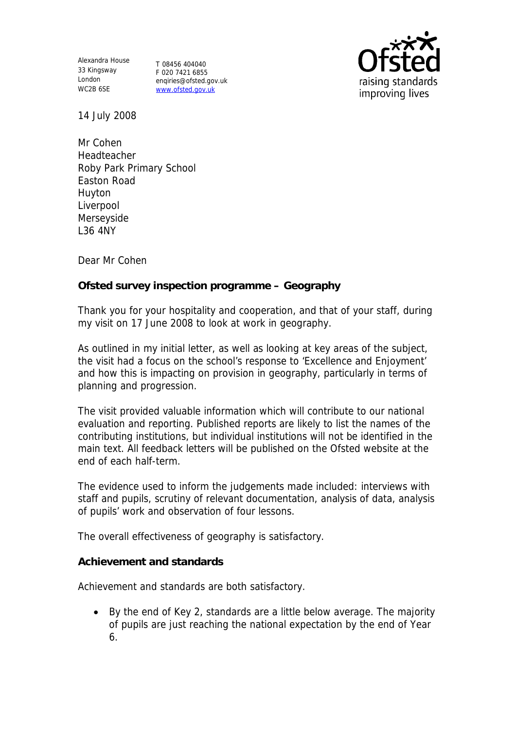Alexandra House
33 Kingsway
London
WC2B 6SE

T 08456 404040
F 020 7421 6855
enqiries@ofsted.gov.uk
www.ofsted.gov.uk

14 July 2008

Mr Cohen
Headteacher
Roby Park Primary School
Easton Road
Huyton
Liverpool
Merseyside
L36 4NY

Dear Mr Cohen

**Ofsted survey inspection programme – Geography**

Thank you for your hospitality and cooperation, and that of your staff, during my visit on 17 June 2008 to look at work in geography.

As outlined in my initial letter, as well as looking at key areas of the subject, the visit had a focus on the school's response to 'Excellence and Enjoyment' and how this is impacting on provision in geography, particularly in terms of planning and progression.

The visit provided valuable information which will contribute to our national evaluation and reporting. Published reports are likely to list the names of the contributing institutions, but individual institutions will not be identified in the main text. All feedback letters will be published on the Ofsted website at the end of each half-term.

The evidence used to inform the judgements made included: interviews with staff and pupils, scrutiny of relevant documentation, analysis of data, analysis of pupils' work and observation of four lessons.

The overall effectiveness of geography is satisfactory.

**Achievement and standards**

Achievement and standards are both satisfactory.

- By the end of Key 2, standards are a little below average. The majority of pupils are just reaching the national expectation by the end of Year 6.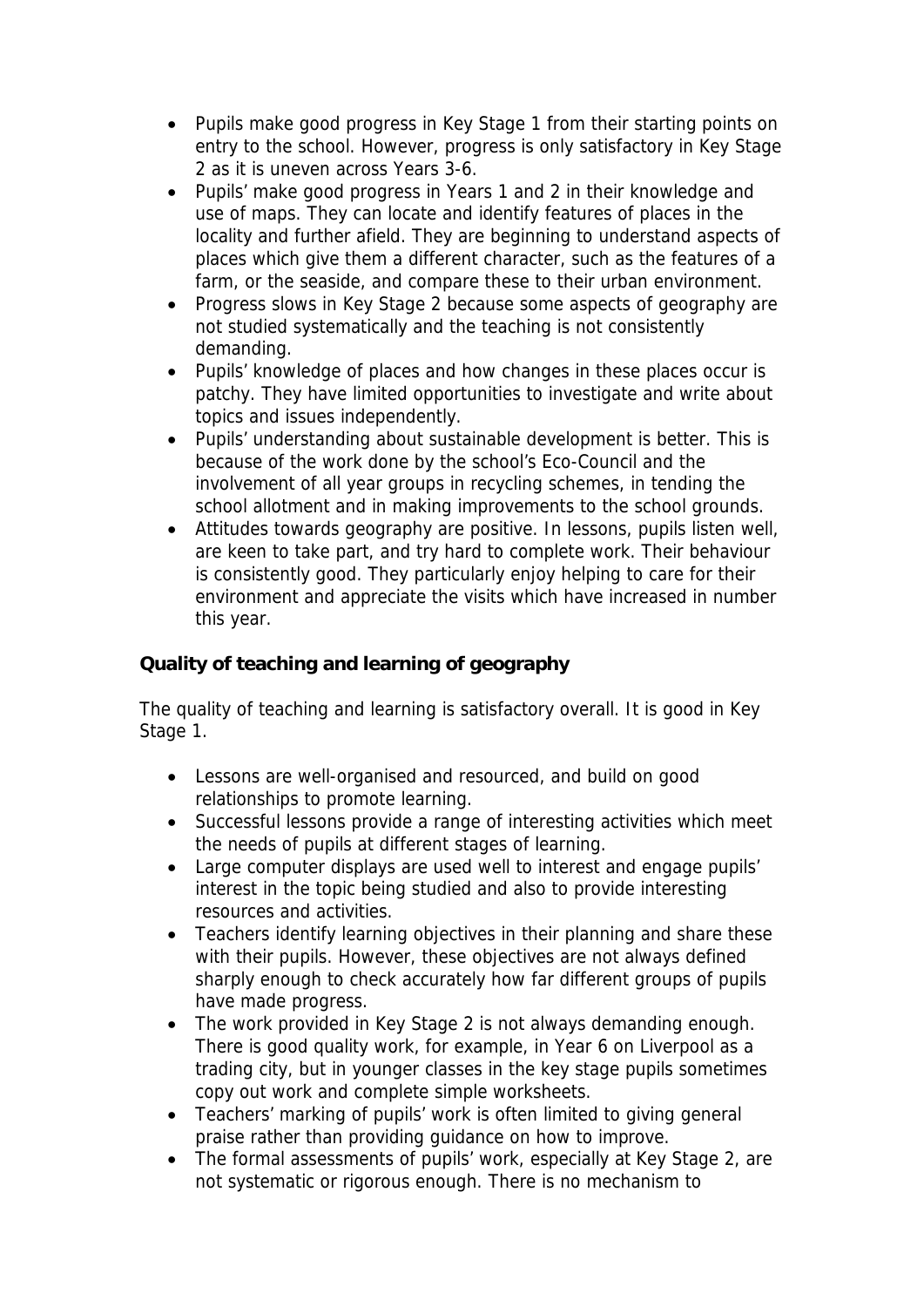- Pupils make good progress in Key Stage 1 from their starting points on entry to the school. However, progress is only satisfactory in Key Stage 2 as it is uneven across Years 3-6.
- Pupils' make good progress in Years 1 and 2 in their knowledge and use of maps. They can locate and identify features of places in the locality and further afield. They are beginning to understand aspects of places which give them a different character, such as the features of a farm, or the seaside, and compare these to their urban environment.
- Progress slows in Key Stage 2 because some aspects of geography are not studied systematically and the teaching is not consistently demanding.
- Pupils' knowledge of places and how changes in these places occur is patchy. They have limited opportunities to investigate and write about topics and issues independently.
- Pupils' understanding about sustainable development is better. This is because of the work done by the school's Eco-Council and the involvement of all year groups in recycling schemes, in tending the school allotment and in making improvements to the school grounds.
- Attitudes towards geography are positive. In lessons, pupils listen well, are keen to take part, and try hard to complete work. Their behaviour is consistently good. They particularly enjoy helping to care for their environment and appreciate the visits which have increased in number this year.

**Quality of teaching and learning of geography**

The quality of teaching and learning is satisfactory overall. It is good in Key Stage 1.

- Lessons are well-organised and resourced, and build on good relationships to promote learning.
- Successful lessons provide a range of interesting activities which meet the needs of pupils at different stages of learning.
- Large computer displays are used well to interest and engage pupils' interest in the topic being studied and also to provide interesting resources and activities.
- Teachers identify learning objectives in their planning and share these with their pupils. However, these objectives are not always defined sharply enough to check accurately how far different groups of pupils have made progress.
- The work provided in Key Stage 2 is not always demanding enough. There is good quality work, for example, in Year 6 on Liverpool as a trading city, but in younger classes in the key stage pupils sometimes copy out work and complete simple worksheets.
- Teachers' marking of pupils' work is often limited to giving general praise rather than providing guidance on how to improve.
- The formal assessments of pupils' work, especially at Key Stage 2, are not systematic or rigorous enough. There is no mechanism to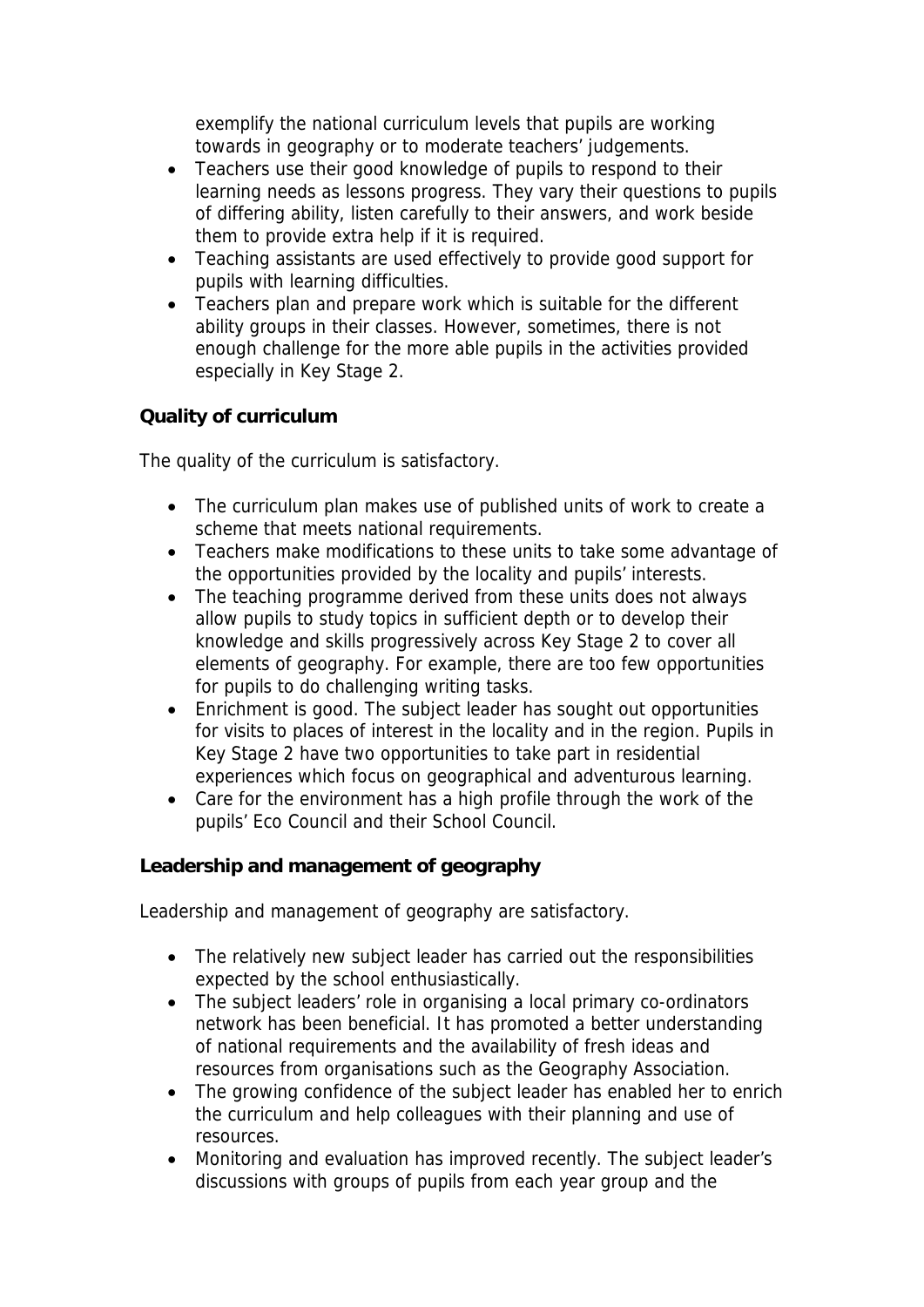exemplify the national curriculum levels that pupils are working towards in geography or to moderate teachers' judgements.

- Teachers use their good knowledge of pupils to respond to their learning needs as lessons progress. They vary their questions to pupils of differing ability, listen carefully to their answers, and work beside them to provide extra help if it is required.
- Teaching assistants are used effectively to provide good support for pupils with learning difficulties.
- Teachers plan and prepare work which is suitable for the different ability groups in their classes. However, sometimes, there is not enough challenge for the more able pupils in the activities provided especially in Key Stage 2.

**Quality of curriculum**

The quality of the curriculum is satisfactory.

- The curriculum plan makes use of published units of work to create a scheme that meets national requirements.
- Teachers make modifications to these units to take some advantage of the opportunities provided by the locality and pupils' interests.
- The teaching programme derived from these units does not always allow pupils to study topics in sufficient depth or to develop their knowledge and skills progressively across Key Stage 2 to cover all elements of geography. For example, there are too few opportunities for pupils to do challenging writing tasks.
- Enrichment is good. The subject leader has sought out opportunities for visits to places of interest in the locality and in the region. Pupils in Key Stage 2 have two opportunities to take part in residential experiences which focus on geographical and adventurous learning.
- Care for the environment has a high profile through the work of the pupils' Eco Council and their School Council.

**Leadership and management of geography**

Leadership and management of geography are satisfactory.

- The relatively new subject leader has carried out the responsibilities expected by the school enthusiastically.
- The subject leaders' role in organising a local primary co-ordinators network has been beneficial. It has promoted a better understanding of national requirements and the availability of fresh ideas and resources from organisations such as the Geography Association.
- The growing confidence of the subject leader has enabled her to enrich the curriculum and help colleagues with their planning and use of resources.
- Monitoring and evaluation has improved recently. The subject leader's discussions with groups of pupils from each year group and the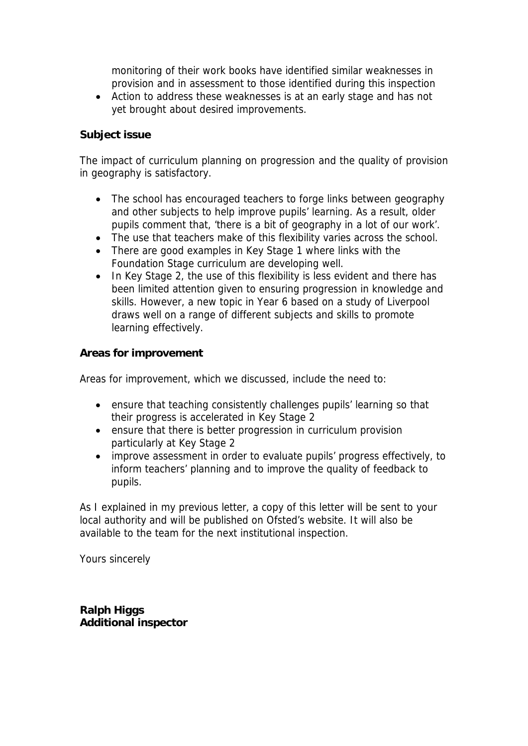monitoring of their work books have identified similar weaknesses in provision and in assessment to those identified during this inspection

- Action to address these weaknesses is at an early stage and has not yet brought about desired improvements.

**Subject issue**

The impact of curriculum planning on progression and the quality of provision in geography is satisfactory.

- The school has encouraged teachers to forge links between geography and other subjects to help improve pupils' learning. As a result, older pupils comment that, 'there is a bit of geography in a lot of our work'.
- The use that teachers make of this flexibility varies across the school.
- There are good examples in Key Stage 1 where links with the Foundation Stage curriculum are developing well.
- In Key Stage 2, the use of this flexibility is less evident and there has been limited attention given to ensuring progression in knowledge and skills. However, a new topic in Year 6 based on a study of Liverpool draws well on a range of different subjects and skills to promote learning effectively.

**Areas for improvement**

Areas for improvement, which we discussed, include the need to:

- ensure that teaching consistently challenges pupils' learning so that their progress is accelerated in Key Stage 2
- ensure that there is better progression in curriculum provision particularly at Key Stage 2
- improve assessment in order to evaluate pupils' progress effectively, to inform teachers' planning and to improve the quality of feedback to pupils.

As I explained in my previous letter, a copy of this letter will be sent to your local authority and will be published on Ofsted's website. It will also be available to the team for the next institutional inspection.

Yours sincerely

**Ralph Higgs**
**Additional inspector**